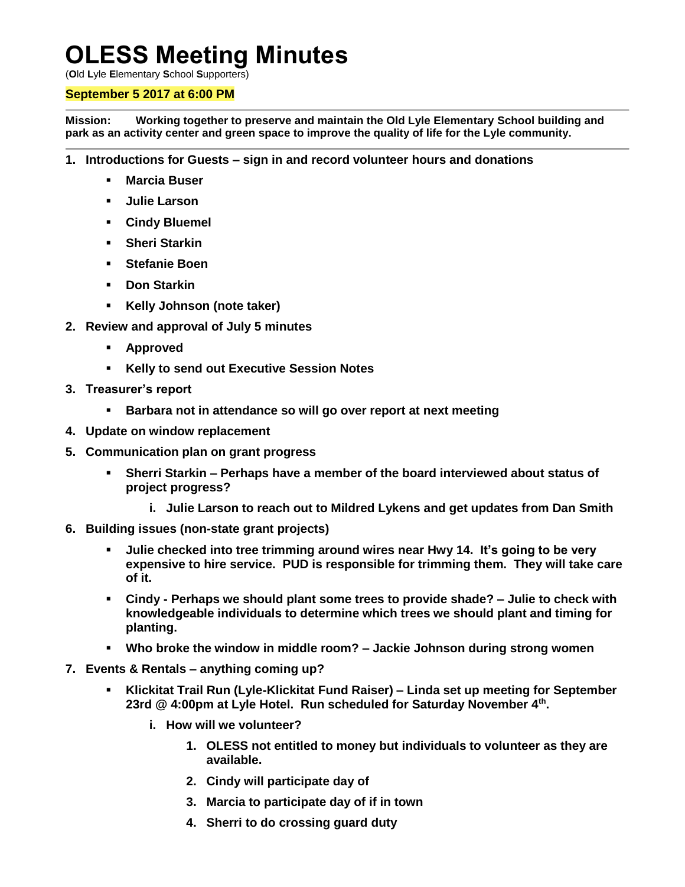# OLESS Meeting Minutes

(**O**ld **L**yle **E**lementary **S**chool **S**upporters)

**September 5 2017 at 6:00 PM**

**Mission: Working together to preserve and maintain the Old Lyle Elementary School building and park as an activity center and green space to improve the quality of life for the Lyle community.**

1. **Introductions for Guests – sign in and record volunteer hours and donations**
   - **Marcia Buser**
   - **Julie Larson**
   - **Cindy Bluemel**
   - **Sheri Starkin**
   - **Stefanie Boen**
   - **Don Starkin**
   - **Kelly Johnson (note taker)**
2. **Review and approval of July 5 minutes**
   - **Approved**
   - **Kelly to send out Executive Session Notes**
3. **Treasurer's report**
   - **Barbara not in attendance so will go over report at next meeting**
4. **Update on window replacement**
5. **Communication plan on grant progress**
   - **Sherri Starkin – Perhaps have a member of the board interviewed about status of project progress?**
     - i. **Julie Larson to reach out to Mildred Lykens and get updates from Dan Smith**
6. **Building issues (non-state grant projects)**
   - **Julie checked into tree trimming around wires near Hwy 14. It's going to be very expensive to hire service. PUD is responsible for trimming them. They will take care of it.**
   - **Cindy - Perhaps we should plant some trees to provide shade? – Julie to check with knowledgeable individuals to determine which trees we should plant and timing for planting.**
   - **Who broke the window in middle room? – Jackie Johnson during strong women**
7. **Events & Rentals – anything coming up?**
   - **Klickitat Trail Run (Lyle-Klickitat Fund Raiser) – Linda set up meeting for September 23rd @ 4:00pm at Lyle Hotel. Run scheduled for Saturday November 4th.**
     - i. **How will we volunteer?**
       1. **OLESS not entitled to money but individuals to volunteer as they are available.**
       2. **Cindy will participate day of**
       3. **Marcia to participate day of if in town**
       4. **Sherri to do crossing guard duty**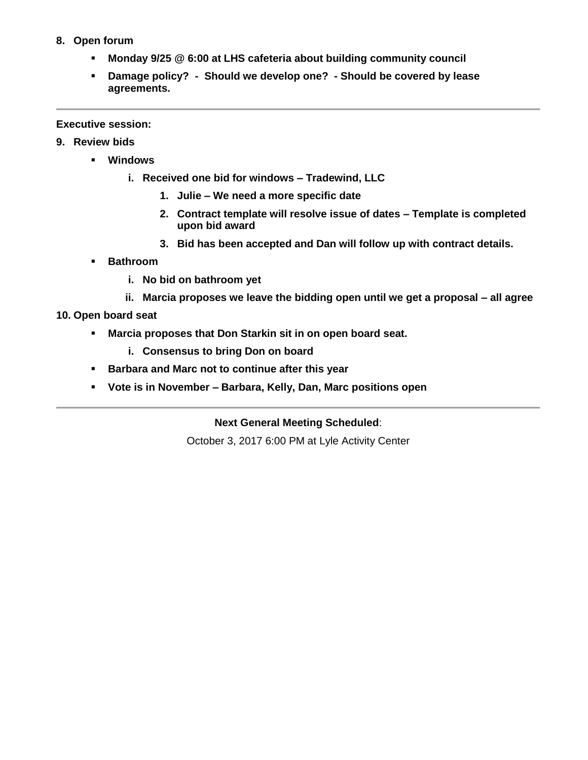8. **Open forum**
    - **Monday 9/25 @ 6:00 at LHS cafeteria about building community council**
    - **Damage policy? - Should we develop one? - Should be covered by lease agreements.**

---

**Executive session:**

9. **Review bids**
    - **Windows**
        i. **Received one bid for windows – Tradewind, LLC**
            1. **Julie – We need a more specific date**
            2. **Contract template will resolve issue of dates – Template is completed upon bid award**
            3. **Bid has been accepted and Dan will follow up with contract details.**
    - **Bathroom**
        i. **No bid on bathroom yet**
        ii. **Marcia proposes we leave the bidding open until we get a proposal – all agree**
10. **Open board seat**
    - **Marcia proposes that Don Starkin sit in on open board seat.**
        i. **Consensus to bring Don on board**
    - **Barbara and Marc not to continue after this year**
    - **Vote is in November – Barbara, Kelly, Dan, Marc positions open**

---

**Next General Meeting Scheduled**:

October 3, 2017 6:00 PM at Lyle Activity Center